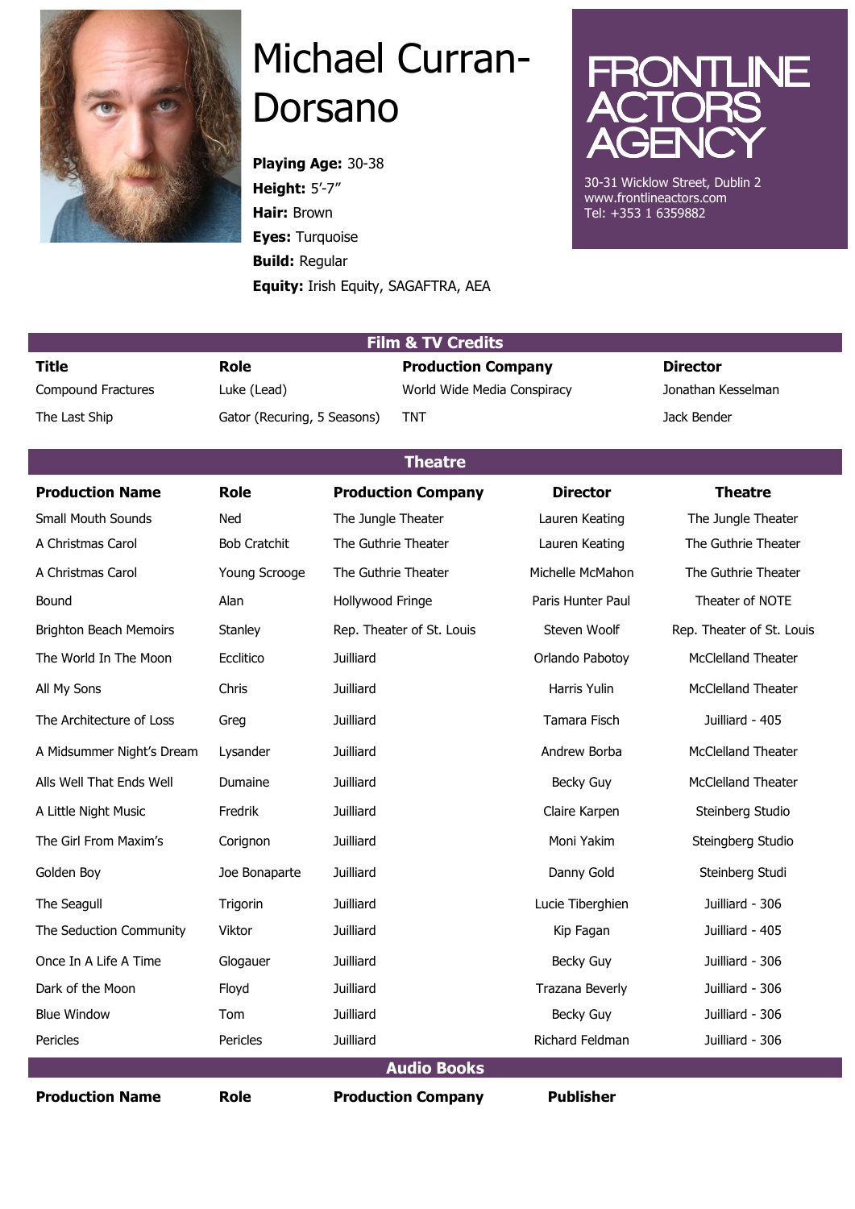# Michael Curran-Dorsano

**Playing Age:** 30-38
**Height:** 5'-7"
**Hair:** Brown
**Eyes:** Turquoise
**Build:** Regular
**Equity:** Irish Equity, SAGAFTRA, AEA

**FRONTLINE ACTORS AGENCY**
30-31 Wicklow Street, Dublin 2
www.frontlineactors.com
Tel: +353 1 6359882

## Film & TV Credits

| Title | Role | Production Company | Director |
|---|---|---|---|
| Compound Fractures | Luke (Lead) | World Wide Media Conspiracy | Jonathan Kesselman |
| The Last Ship | Gator (Recuring, 5 Seasons) | TNT | Jack Bender |

## Theatre

| Production Name | Role | Production Company | Director | Theatre |
|---|---|---|---|---|
| Small Mouth Sounds | Ned | The Jungle Theater | Lauren Keating | The Jungle Theater |
| A Christmas Carol | Bob Cratchit | The Guthrie Theater | Lauren Keating | The Guthrie Theater |
| A Christmas Carol | Young Scrooge | The Guthrie Theater | Michelle McMahon | The Guthrie Theater |
| Bound | Alan | Hollywood Fringe | Paris Hunter Paul | Theater of NOTE |
| Brighton Beach Memoirs | Stanley | Rep. Theater of St. Louis | Steven Woolf | Rep. Theater of St. Louis |
| The World In The Moon | Ecclitico | Juilliard | Orlando Pabotoy | McClelland Theater |
| All My Sons | Chris | Juilliard | Harris Yulin | McClelland Theater |
| The Architecture of Loss | Greg | Juilliard | Tamara Fisch | Juilliard - 405 |
| A Midsummer Night's Dream | Lysander | Juilliard | Andrew Borba | McClelland Theater |
| Alls Well That Ends Well | Dumaine | Juilliard | Becky Guy | McClelland Theater |
| A Little Night Music | Fredrik | Juilliard | Claire Karpen | Steinberg Studio |
| The Girl From Maxim's | Corignon | Juilliard | Moni Yakim | Steingberg Studio |
| Golden Boy | Joe Bonaparte | Juilliard | Danny Gold | Steinberg Studi |
| The Seagull | Trigorin | Juilliard | Lucie Tiberghien | Juilliard - 306 |
| The Seduction Community | Viktor | Juilliard | Kip Fagan | Juilliard - 405 |
| Once In A Life A Time | Glogauer | Juilliard | Becky Guy | Juilliard - 306 |
| Dark of the Moon | Floyd | Juilliard | Trazana Beverly | Juilliard - 306 |
| Blue Window | Tom | Juilliard | Becky Guy | Juilliard - 306 |
| Pericles | Pericles | Juilliard | Richard Feldman | Juilliard - 306 |

## Audio Books

| Production Name | Role | Production Company | Publisher |
|---|---|---|---|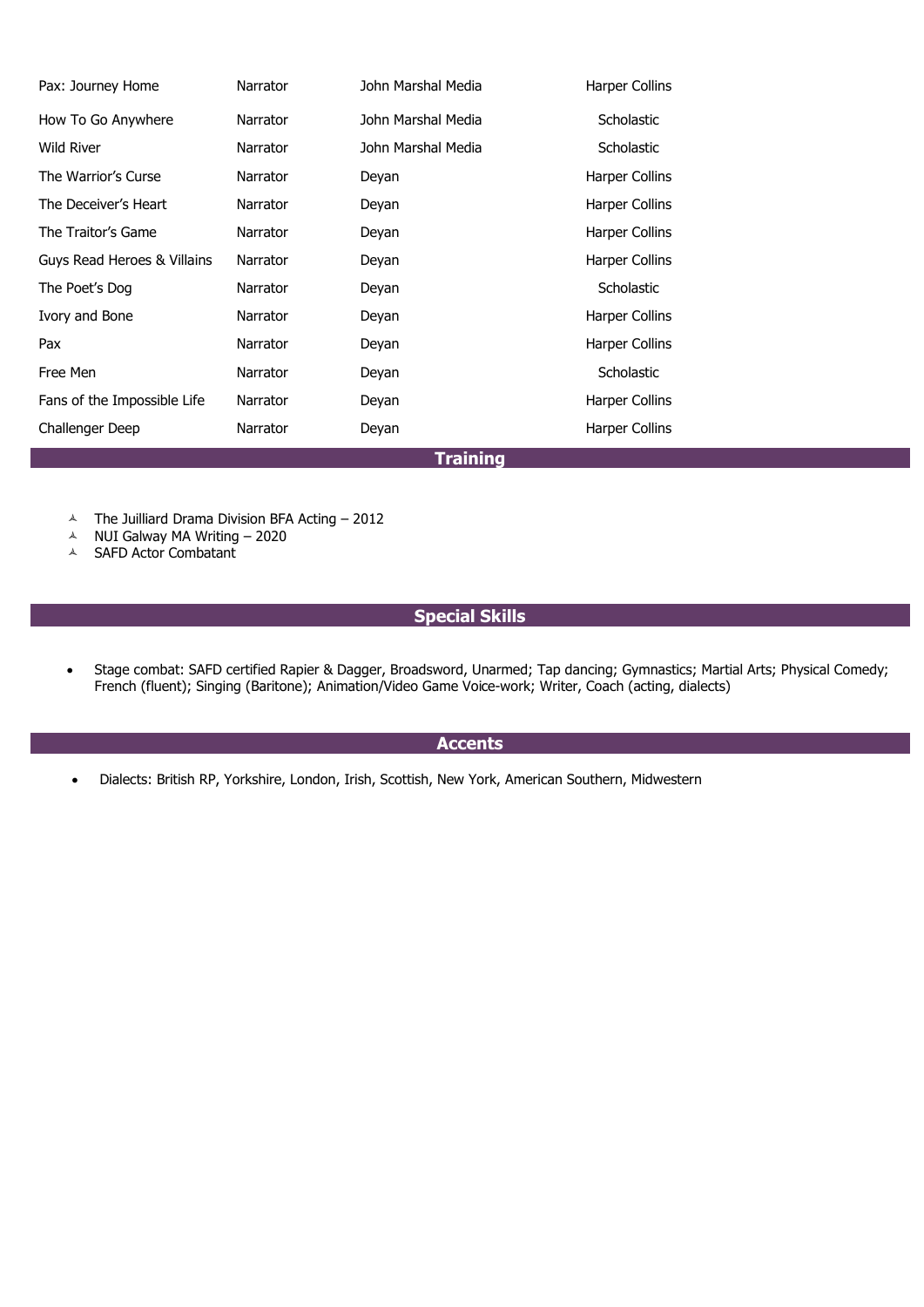| | | | |
|---|---|---|---|
| Pax: Journey Home | Narrator | John Marshal Media | Harper Collins |
| How To Go Anywhere | Narrator | John Marshal Media | Scholastic |
| Wild River | Narrator | John Marshal Media | Scholastic |
| The Warrior's Curse | Narrator | Deyan | Harper Collins |
| The Deceiver's Heart | Narrator | Deyan | Harper Collins |
| The Traitor's Game | Narrator | Deyan | Harper Collins |
| Guys Read Heroes & Villains | Narrator | Deyan | Harper Collins |
| The Poet's Dog | Narrator | Deyan | Scholastic |
| Ivory and Bone | Narrator | Deyan | Harper Collins |
| Pax | Narrator | Deyan | Harper Collins |
| Free Men | Narrator | Deyan | Scholastic |
| Fans of the Impossible Life | Narrator | Deyan | Harper Collins |
| Challenger Deep | Narrator | Deyan | Harper Collins |

## Training

- The Juilliard Drama Division BFA Acting – 2012
- NUI Galway MA Writing – 2020
- SAFD Actor Combatant

## Special Skills

- Stage combat: SAFD certified Rapier & Dagger, Broadsword, Unarmed; Tap dancing; Gymnastics; Martial Arts; Physical Comedy; French (fluent); Singing (Baritone); Animation/Video Game Voice-work; Writer, Coach (acting, dialects)

## Accents

- Dialects: British RP, Yorkshire, London, Irish, Scottish, New York, American Southern, Midwestern